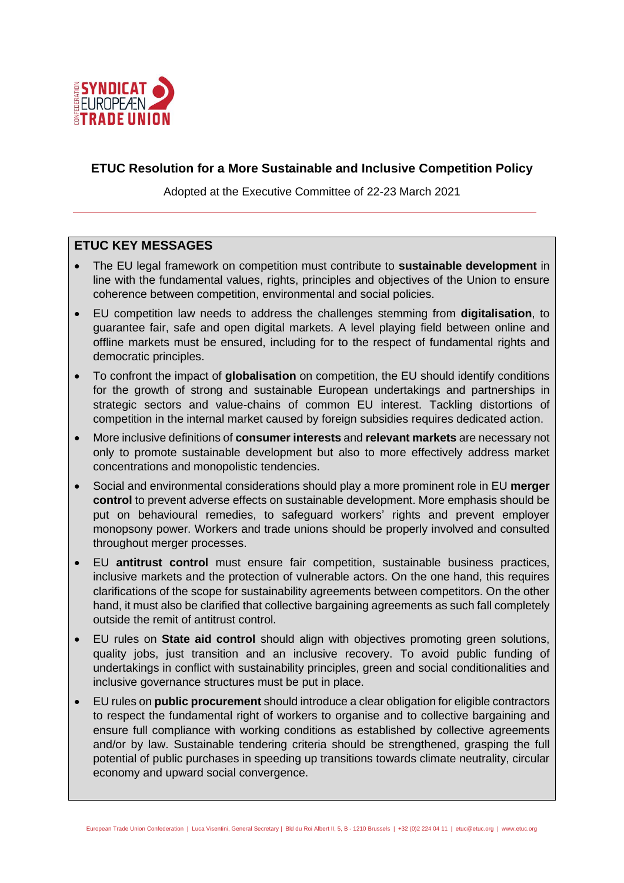# ETUC Resolution for a More Sustainable and Inclusive Competition Policy

Adopted at the Executive Committee of 22-23 March 2021

## ETUC KEY MESSAGES

- The EU legal framework on competition must contribute to **sustainable development** in line with the fundamental values, rights, principles and objectives of the Union to ensure coherence between competition, environmental and social policies.
- EU competition law needs to address the challenges stemming from **digitalisation**, to guarantee fair, safe and open digital markets. A level playing field between online and offline markets must be ensured, including for to the respect of fundamental rights and democratic principles.
- To confront the impact of **globalisation** on competition, the EU should identify conditions for the growth of strong and sustainable European undertakings and partnerships in strategic sectors and value-chains of common EU interest. Tackling distortions of competition in the internal market caused by foreign subsidies requires dedicated action.
- More inclusive definitions of **consumer interests** and **relevant markets** are necessary not only to promote sustainable development but also to more effectively address market concentrations and monopolistic tendencies.
- Social and environmental considerations should play a more prominent role in EU **merger control** to prevent adverse effects on sustainable development. More emphasis should be put on behavioural remedies, to safeguard workers' rights and prevent employer monopsony power. Workers and trade unions should be properly involved and consulted throughout merger processes.
- EU **antitrust control** must ensure fair competition, sustainable business practices, inclusive markets and the protection of vulnerable actors. On the one hand, this requires clarifications of the scope for sustainability agreements between competitors. On the other hand, it must also be clarified that collective bargaining agreements as such fall completely outside the remit of antitrust control.
- EU rules on **State aid control** should align with objectives promoting green solutions, quality jobs, just transition and an inclusive recovery. To avoid public funding of undertakings in conflict with sustainability principles, green and social conditionalities and inclusive governance structures must be put in place.
- EU rules on **public procurement** should introduce a clear obligation for eligible contractors to respect the fundamental right of workers to organise and to collective bargaining and ensure full compliance with working conditions as established by collective agreements and/or by law. Sustainable tendering criteria should be strengthened, grasping the full potential of public purchases in speeding up transitions towards climate neutrality, circular economy and upward social convergence.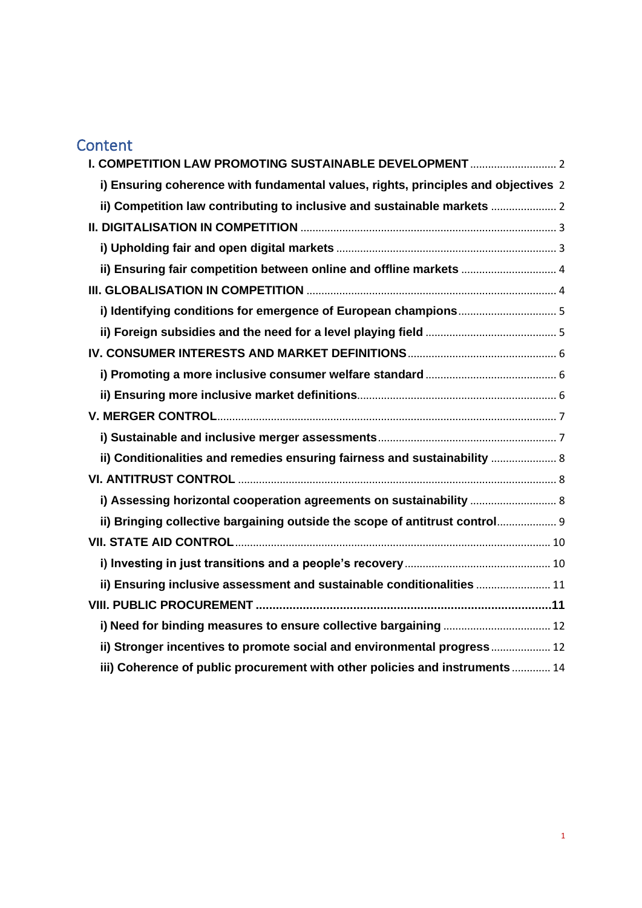## Content

**I. COMPETITION LAW PROMOTING SUSTAINABLE DEVELOPMENT** ............................ 2

**i) Ensuring coherence with fundamental values, rights, principles and objectives** 2

**ii) Competition law contributing to inclusive and sustainable markets** ..................... 2

**II. DIGITALISATION IN COMPETITION** ..................................................................... 3

**i) Upholding fair and open digital markets** ......................................................... 3

**ii) Ensuring fair competition between online and offline markets** ............................... 4

**III. GLOBALISATION IN COMPETITION** ................................................................... 4

**i) Identifying conditions for emergence of European champions** ................................ 5

**ii) Foreign subsidies and the need for a level playing field** ........................................... 5

**IV. CONSUMER INTERESTS AND MARKET DEFINITIONS** ................................................. 6

**i) Promoting a more inclusive consumer welfare standard** ........................................... 6

**ii) Ensuring more inclusive market definitions** .................................................................. 6

**V. MERGER CONTROL** ................................................................................................. 7

**i) Sustainable and inclusive merger assessments** ........................................................... 7

**ii) Conditionalities and remedies ensuring fairness and sustainability** ..................... 8

**VI. ANTITRUST CONTROL** ........................................................................................... 8

**i) Assessing horizontal cooperation agreements on sustainability** ............................ 8

**ii) Bringing collective bargaining outside the scope of antitrust control** ................... 9

**VII. STATE AID CONTROL** ........................................................................................... 10

**i) Investing in just transitions and a people's recovery** ................................................ 10

**ii) Ensuring inclusive assessment and sustainable conditionalities** ........................ 11

**VIII. PUBLIC PROCUREMENT** ........................................................................................ 11

**i) Need for binding measures to ensure collective bargaining** ................................... 12

**ii) Stronger incentives to promote social and environmental progress** ................... 12

**iii) Coherence of public procurement with other policies and instruments** ............ 14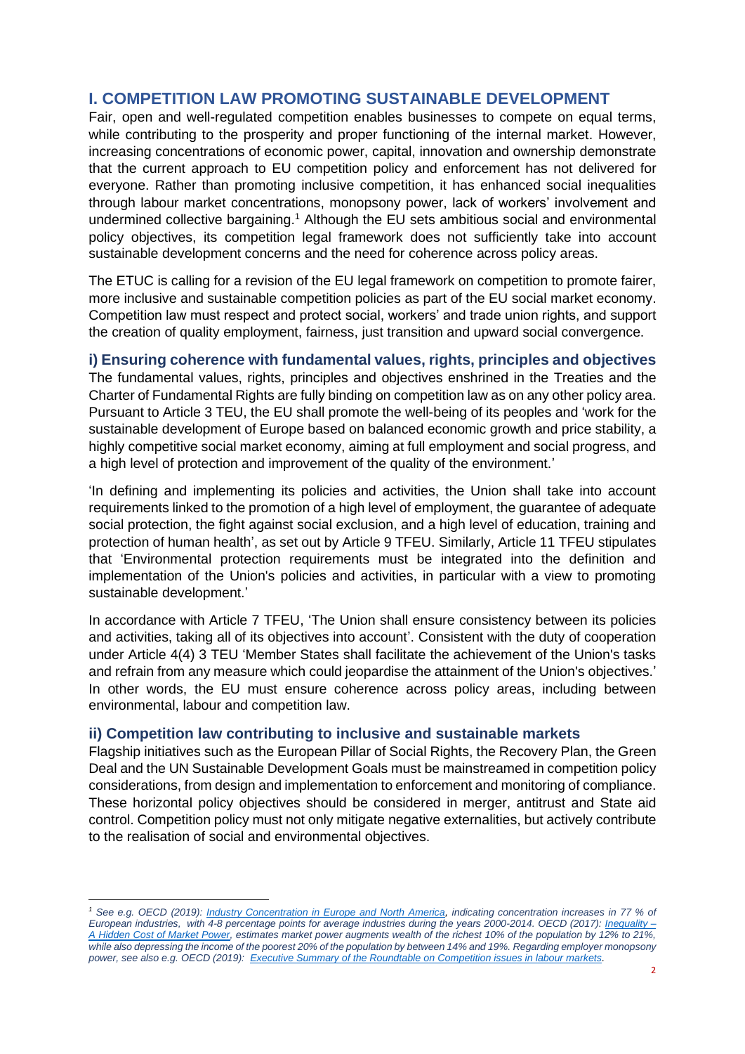## I. COMPETITION LAW PROMOTING SUSTAINABLE DEVELOPMENT

Fair, open and well-regulated competition enables businesses to compete on equal terms, while contributing to the prosperity and proper functioning of the internal market. However, increasing concentrations of economic power, capital, innovation and ownership demonstrate that the current approach to EU competition policy and enforcement has not delivered for everyone. Rather than promoting inclusive competition, it has enhanced social inequalities through labour market concentrations, monopsony power, lack of workers' involvement and undermined collective bargaining.[1] Although the EU sets ambitious social and environmental policy objectives, its competition legal framework does not sufficiently take into account sustainable development concerns and the need for coherence across policy areas.

The ETUC is calling for a revision of the EU legal framework on competition to promote fairer, more inclusive and sustainable competition policies as part of the EU social market economy. Competition law must respect and protect social, workers' and trade union rights, and support the creation of quality employment, fairness, just transition and upward social convergence.

### i) Ensuring coherence with fundamental values, rights, principles and objectives

The fundamental values, rights, principles and objectives enshrined in the Treaties and the Charter of Fundamental Rights are fully binding on competition law as on any other policy area. Pursuant to Article 3 TEU, the EU shall promote the well-being of its peoples and 'work for the sustainable development of Europe based on balanced economic growth and price stability, a highly competitive social market economy, aiming at full employment and social progress, and a high level of protection and improvement of the quality of the environment.'

'In defining and implementing its policies and activities, the Union shall take into account requirements linked to the promotion of a high level of employment, the guarantee of adequate social protection, the fight against social exclusion, and a high level of education, training and protection of human health', as set out by Article 9 TFEU. Similarly, Article 11 TFEU stipulates that 'Environmental protection requirements must be integrated into the definition and implementation of the Union's policies and activities, in particular with a view to promoting sustainable development.'

In accordance with Article 7 TFEU, 'The Union shall ensure consistency between its policies and activities, taking all of its objectives into account'. Consistent with the duty of cooperation under Article 4(4) 3 TEU 'Member States shall facilitate the achievement of the Union's tasks and refrain from any measure which could jeopardise the attainment of the Union's objectives.' In other words, the EU must ensure coherence across policy areas, including between environmental, labour and competition law.

### ii) Competition law contributing to inclusive and sustainable markets

Flagship initiatives such as the European Pillar of Social Rights, the Recovery Plan, the Green Deal and the UN Sustainable Development Goals must be mainstreamed in competition policy considerations, from design and implementation to enforcement and monitoring of compliance. These horizontal policy objectives should be considered in merger, antitrust and State aid control. Competition policy must not only mitigate negative externalities, but actively contribute to the realisation of social and environmental objectives.

---

*[1] See e.g. OECD (2019): Industry Concentration in Europe and North America, indicating concentration increases in 77 % of European industries, with 4-8 percentage points for average industries during the years 2000-2014. OECD (2017): Inequality – A Hidden Cost of Market Power, estimates market power augments wealth of the richest 10% of the population by 12% to 21%, while also depressing the income of the poorest 20% of the population by between 14% and 19%. Regarding employer monopsony power, see also e.g. OECD (2019): Executive Summary of the Roundtable on Competition issues in labour markets.*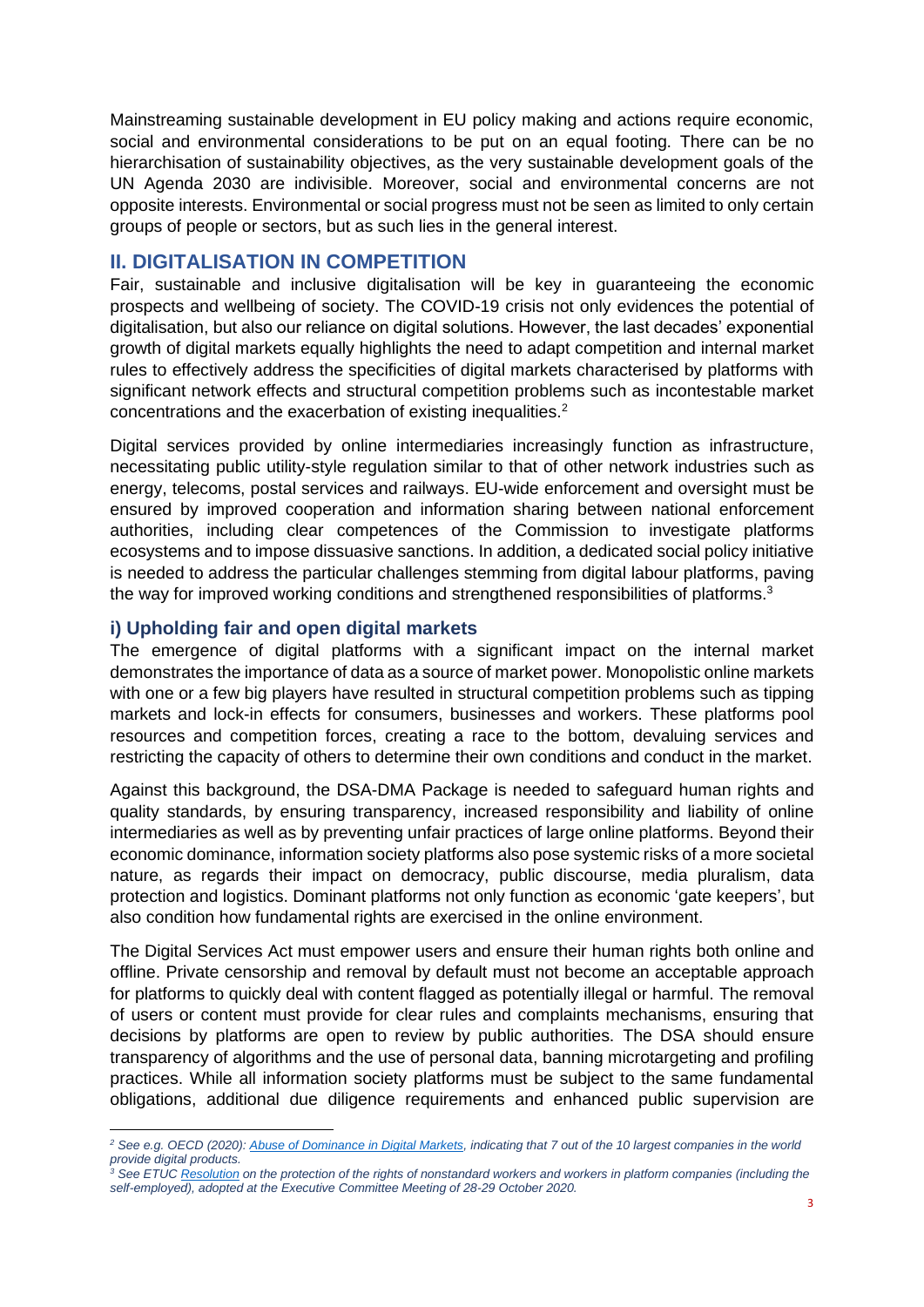Mainstreaming sustainable development in EU policy making and actions require economic, social and environmental considerations to be put on an equal footing. There can be no hierarchisation of sustainability objectives, as the very sustainable development goals of the UN Agenda 2030 are indivisible. Moreover, social and environmental concerns are not opposite interests. Environmental or social progress must not be seen as limited to only certain groups of people or sectors, but as such lies in the general interest.

## II. DIGITALISATION IN COMPETITION

Fair, sustainable and inclusive digitalisation will be key in guaranteeing the economic prospects and wellbeing of society. The COVID-19 crisis not only evidences the potential of digitalisation, but also our reliance on digital solutions. However, the last decades' exponential growth of digital markets equally highlights the need to adapt competition and internal market rules to effectively address the specificities of digital markets characterised by platforms with significant network effects and structural competition problems such as incontestable market concentrations and the exacerbation of existing inequalities.[2]

Digital services provided by online intermediaries increasingly function as infrastructure, necessitating public utility-style regulation similar to that of other network industries such as energy, telecoms, postal services and railways. EU-wide enforcement and oversight must be ensured by improved cooperation and information sharing between national enforcement authorities, including clear competences of the Commission to investigate platforms ecosystems and to impose dissuasive sanctions. In addition, a dedicated social policy initiative is needed to address the particular challenges stemming from digital labour platforms, paving the way for improved working conditions and strengthened responsibilities of platforms.[3]

### i) Upholding fair and open digital markets

The emergence of digital platforms with a significant impact on the internal market demonstrates the importance of data as a source of market power. Monopolistic online markets with one or a few big players have resulted in structural competition problems such as tipping markets and lock-in effects for consumers, businesses and workers. These platforms pool resources and competition forces, creating a race to the bottom, devaluing services and restricting the capacity of others to determine their own conditions and conduct in the market.

Against this background, the DSA-DMA Package is needed to safeguard human rights and quality standards, by ensuring transparency, increased responsibility and liability of online intermediaries as well as by preventing unfair practices of large online platforms. Beyond their economic dominance, information society platforms also pose systemic risks of a more societal nature, as regards their impact on democracy, public discourse, media pluralism, data protection and logistics. Dominant platforms not only function as economic 'gate keepers', but also condition how fundamental rights are exercised in the online environment.

The Digital Services Act must empower users and ensure their human rights both online and offline. Private censorship and removal by default must not become an acceptable approach for platforms to quickly deal with content flagged as potentially illegal or harmful. The removal of users or content must provide for clear rules and complaints mechanisms, ensuring that decisions by platforms are open to review by public authorities. The DSA should ensure transparency of algorithms and the use of personal data, banning microtargeting and profiling practices. While all information society platforms must be subject to the same fundamental obligations, additional due diligence requirements and enhanced public supervision are

---

*[2] See e.g. OECD (2020): Abuse of Dominance in Digital Markets, indicating that 7 out of the 10 largest companies in the world provide digital products.*

*[3] See ETUC Resolution on the protection of the rights of nonstandard workers and workers in platform companies (including the self-employed), adopted at the Executive Committee Meeting of 28-29 October 2020.*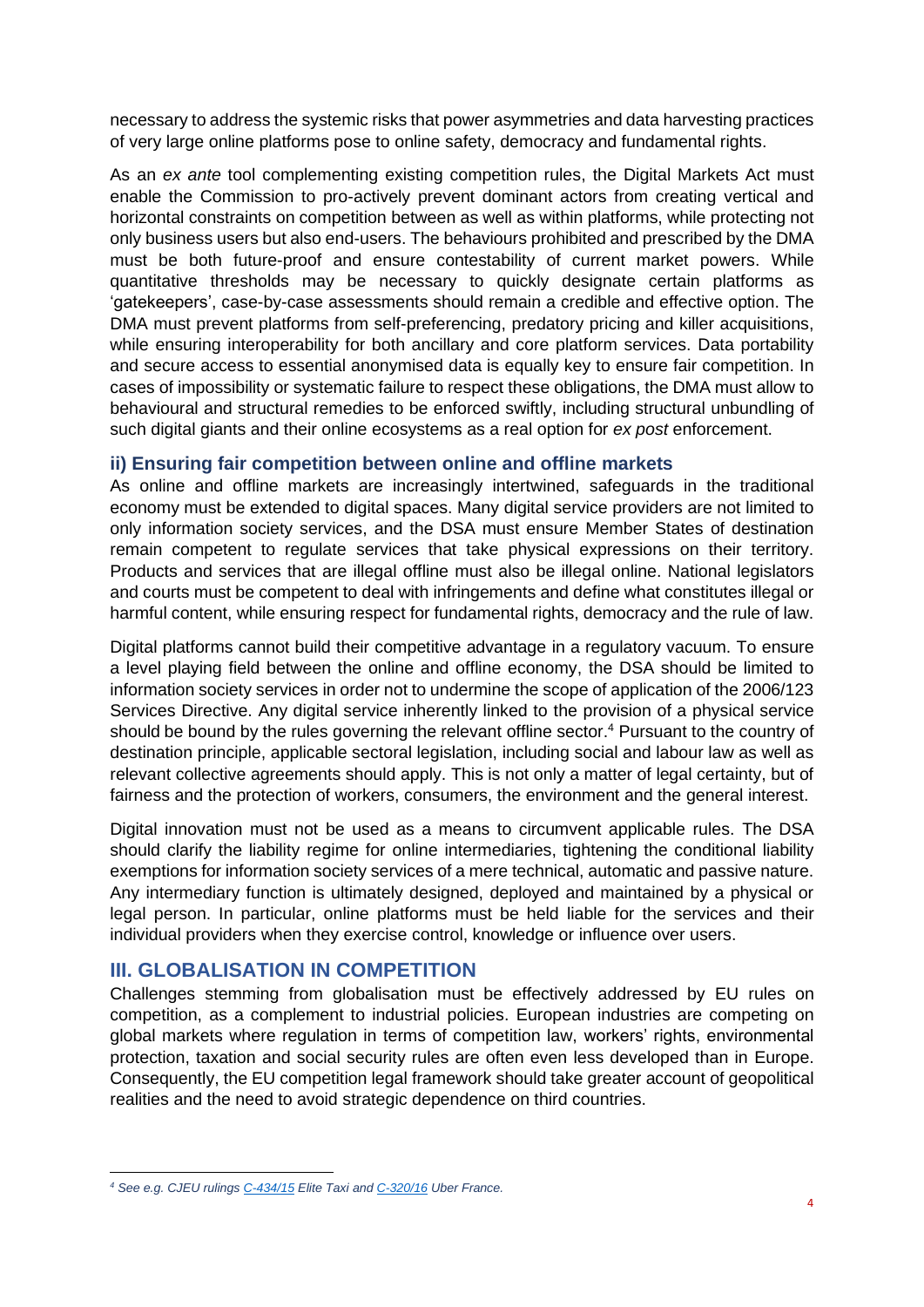necessary to address the systemic risks that power asymmetries and data harvesting practices of very large online platforms pose to online safety, democracy and fundamental rights.

As an *ex ante* tool complementing existing competition rules, the Digital Markets Act must enable the Commission to pro-actively prevent dominant actors from creating vertical and horizontal constraints on competition between as well as within platforms, while protecting not only business users but also end-users. The behaviours prohibited and prescribed by the DMA must be both future-proof and ensure contestability of current market powers. While quantitative thresholds may be necessary to quickly designate certain platforms as 'gatekeepers', case-by-case assessments should remain a credible and effective option. The DMA must prevent platforms from self-preferencing, predatory pricing and killer acquisitions, while ensuring interoperability for both ancillary and core platform services. Data portability and secure access to essential anonymised data is equally key to ensure fair competition. In cases of impossibility or systematic failure to respect these obligations, the DMA must allow to behavioural and structural remedies to be enforced swiftly, including structural unbundling of such digital giants and their online ecosystems as a real option for *ex post* enforcement.

### ii) Ensuring fair competition between online and offline markets

As online and offline markets are increasingly intertwined, safeguards in the traditional economy must be extended to digital spaces. Many digital service providers are not limited to only information society services, and the DSA must ensure Member States of destination remain competent to regulate services that take physical expressions on their territory. Products and services that are illegal offline must also be illegal online. National legislators and courts must be competent to deal with infringements and define what constitutes illegal or harmful content, while ensuring respect for fundamental rights, democracy and the rule of law.

Digital platforms cannot build their competitive advantage in a regulatory vacuum. To ensure a level playing field between the online and offline economy, the DSA should be limited to information society services in order not to undermine the scope of application of the 2006/123 Services Directive. Any digital service inherently linked to the provision of a physical service should be bound by the rules governing the relevant offline sector.[4] Pursuant to the country of destination principle, applicable sectoral legislation, including social and labour law as well as relevant collective agreements should apply. This is not only a matter of legal certainty, but of fairness and the protection of workers, consumers, the environment and the general interest.

Digital innovation must not be used as a means to circumvent applicable rules. The DSA should clarify the liability regime for online intermediaries, tightening the conditional liability exemptions for information society services of a mere technical, automatic and passive nature. Any intermediary function is ultimately designed, deployed and maintained by a physical or legal person. In particular, online platforms must be held liable for the services and their individual providers when they exercise control, knowledge or influence over users.

## III. GLOBALISATION IN COMPETITION

Challenges stemming from globalisation must be effectively addressed by EU rules on competition, as a complement to industrial policies. European industries are competing on global markets where regulation in terms of competition law, workers' rights, environmental protection, taxation and social security rules are often even less developed than in Europe. Consequently, the EU competition legal framework should take greater account of geopolitical realities and the need to avoid strategic dependence on third countries.

---

[4] *See e.g. CJEU rulings C-434/15 Elite Taxi and C-320/16 Uber France.*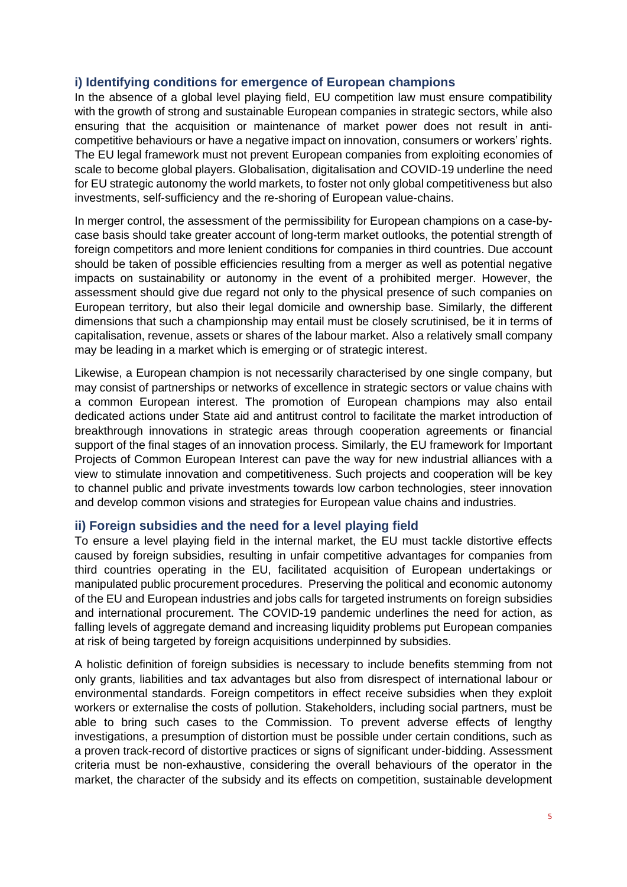### i) Identifying conditions for emergence of European champions

In the absence of a global level playing field, EU competition law must ensure compatibility with the growth of strong and sustainable European companies in strategic sectors, while also ensuring that the acquisition or maintenance of market power does not result in anti-competitive behaviours or have a negative impact on innovation, consumers or workers' rights. The EU legal framework must not prevent European companies from exploiting economies of scale to become global players. Globalisation, digitalisation and COVID-19 underline the need for EU strategic autonomy the world markets, to foster not only global competitiveness but also investments, self-sufficiency and the re-shoring of European value-chains.

In merger control, the assessment of the permissibility for European champions on a case-by-case basis should take greater account of long-term market outlooks, the potential strength of foreign competitors and more lenient conditions for companies in third countries. Due account should be taken of possible efficiencies resulting from a merger as well as potential negative impacts on sustainability or autonomy in the event of a prohibited merger. However, the assessment should give due regard not only to the physical presence of such companies on European territory, but also their legal domicile and ownership base. Similarly, the different dimensions that such a championship may entail must be closely scrutinised, be it in terms of capitalisation, revenue, assets or shares of the labour market. Also a relatively small company may be leading in a market which is emerging or of strategic interest.

Likewise, a European champion is not necessarily characterised by one single company, but may consist of partnerships or networks of excellence in strategic sectors or value chains with a common European interest. The promotion of European champions may also entail dedicated actions under State aid and antitrust control to facilitate the market introduction of breakthrough innovations in strategic areas through cooperation agreements or financial support of the final stages of an innovation process. Similarly, the EU framework for Important Projects of Common European Interest can pave the way for new industrial alliances with a view to stimulate innovation and competitiveness. Such projects and cooperation will be key to channel public and private investments towards low carbon technologies, steer innovation and develop common visions and strategies for European value chains and industries.

### ii) Foreign subsidies and the need for a level playing field

To ensure a level playing field in the internal market, the EU must tackle distortive effects caused by foreign subsidies, resulting in unfair competitive advantages for companies from third countries operating in the EU, facilitated acquisition of European undertakings or manipulated public procurement procedures. Preserving the political and economic autonomy of the EU and European industries and jobs calls for targeted instruments on foreign subsidies and international procurement. The COVID-19 pandemic underlines the need for action, as falling levels of aggregate demand and increasing liquidity problems put European companies at risk of being targeted by foreign acquisitions underpinned by subsidies.

A holistic definition of foreign subsidies is necessary to include benefits stemming from not only grants, liabilities and tax advantages but also from disrespect of international labour or environmental standards. Foreign competitors in effect receive subsidies when they exploit workers or externalise the costs of pollution. Stakeholders, including social partners, must be able to bring such cases to the Commission. To prevent adverse effects of lengthy investigations, a presumption of distortion must be possible under certain conditions, such as a proven track-record of distortive practices or signs of significant under-bidding. Assessment criteria must be non-exhaustive, considering the overall behaviours of the operator in the market, the character of the subsidy and its effects on competition, sustainable development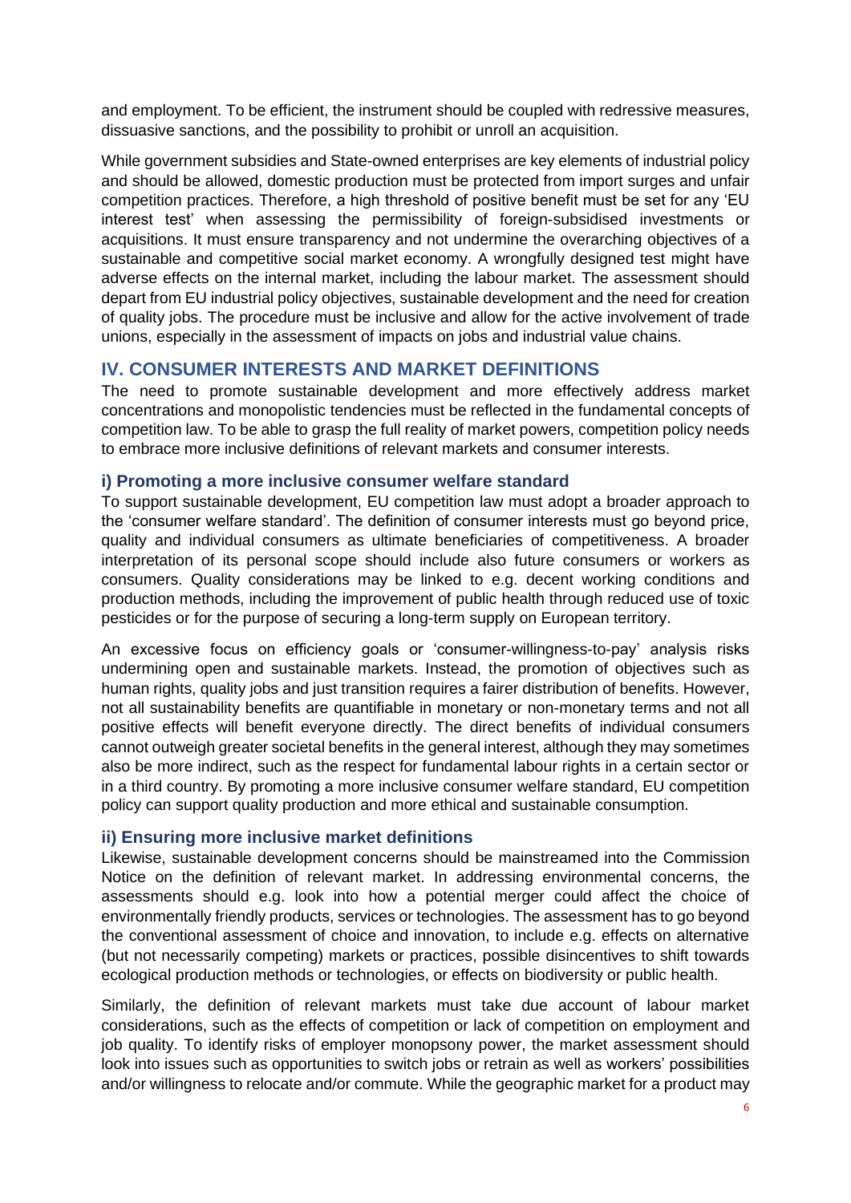and employment. To be efficient, the instrument should be coupled with redressive measures, dissuasive sanctions, and the possibility to prohibit or unroll an acquisition.

While government subsidies and State-owned enterprises are key elements of industrial policy and should be allowed, domestic production must be protected from import surges and unfair competition practices. Therefore, a high threshold of positive benefit must be set for any 'EU interest test' when assessing the permissibility of foreign-subsidised investments or acquisitions. It must ensure transparency and not undermine the overarching objectives of a sustainable and competitive social market economy. A wrongfully designed test might have adverse effects on the internal market, including the labour market. The assessment should depart from EU industrial policy objectives, sustainable development and the need for creation of quality jobs. The procedure must be inclusive and allow for the active involvement of trade unions, especially in the assessment of impacts on jobs and industrial value chains.

## IV. CONSUMER INTERESTS AND MARKET DEFINITIONS

The need to promote sustainable development and more effectively address market concentrations and monopolistic tendencies must be reflected in the fundamental concepts of competition law. To be able to grasp the full reality of market powers, competition policy needs to embrace more inclusive definitions of relevant markets and consumer interests.

### i) Promoting a more inclusive consumer welfare standard

To support sustainable development, EU competition law must adopt a broader approach to the 'consumer welfare standard'. The definition of consumer interests must go beyond price, quality and individual consumers as ultimate beneficiaries of competitiveness. A broader interpretation of its personal scope should include also future consumers or workers as consumers. Quality considerations may be linked to e.g. decent working conditions and production methods, including the improvement of public health through reduced use of toxic pesticides or for the purpose of securing a long-term supply on European territory.

An excessive focus on efficiency goals or 'consumer-willingness-to-pay' analysis risks undermining open and sustainable markets. Instead, the promotion of objectives such as human rights, quality jobs and just transition requires a fairer distribution of benefits. However, not all sustainability benefits are quantifiable in monetary or non-monetary terms and not all positive effects will benefit everyone directly. The direct benefits of individual consumers cannot outweigh greater societal benefits in the general interest, although they may sometimes also be more indirect, such as the respect for fundamental labour rights in a certain sector or in a third country. By promoting a more inclusive consumer welfare standard, EU competition policy can support quality production and more ethical and sustainable consumption.

### ii) Ensuring more inclusive market definitions

Likewise, sustainable development concerns should be mainstreamed into the Commission Notice on the definition of relevant market. In addressing environmental concerns, the assessments should e.g. look into how a potential merger could affect the choice of environmentally friendly products, services or technologies. The assessment has to go beyond the conventional assessment of choice and innovation, to include e.g. effects on alternative (but not necessarily competing) markets or practices, possible disincentives to shift towards ecological production methods or technologies, or effects on biodiversity or public health.

Similarly, the definition of relevant markets must take due account of labour market considerations, such as the effects of competition or lack of competition on employment and job quality. To identify risks of employer monopsony power, the market assessment should look into issues such as opportunities to switch jobs or retrain as well as workers' possibilities and/or willingness to relocate and/or commute. While the geographic market for a product may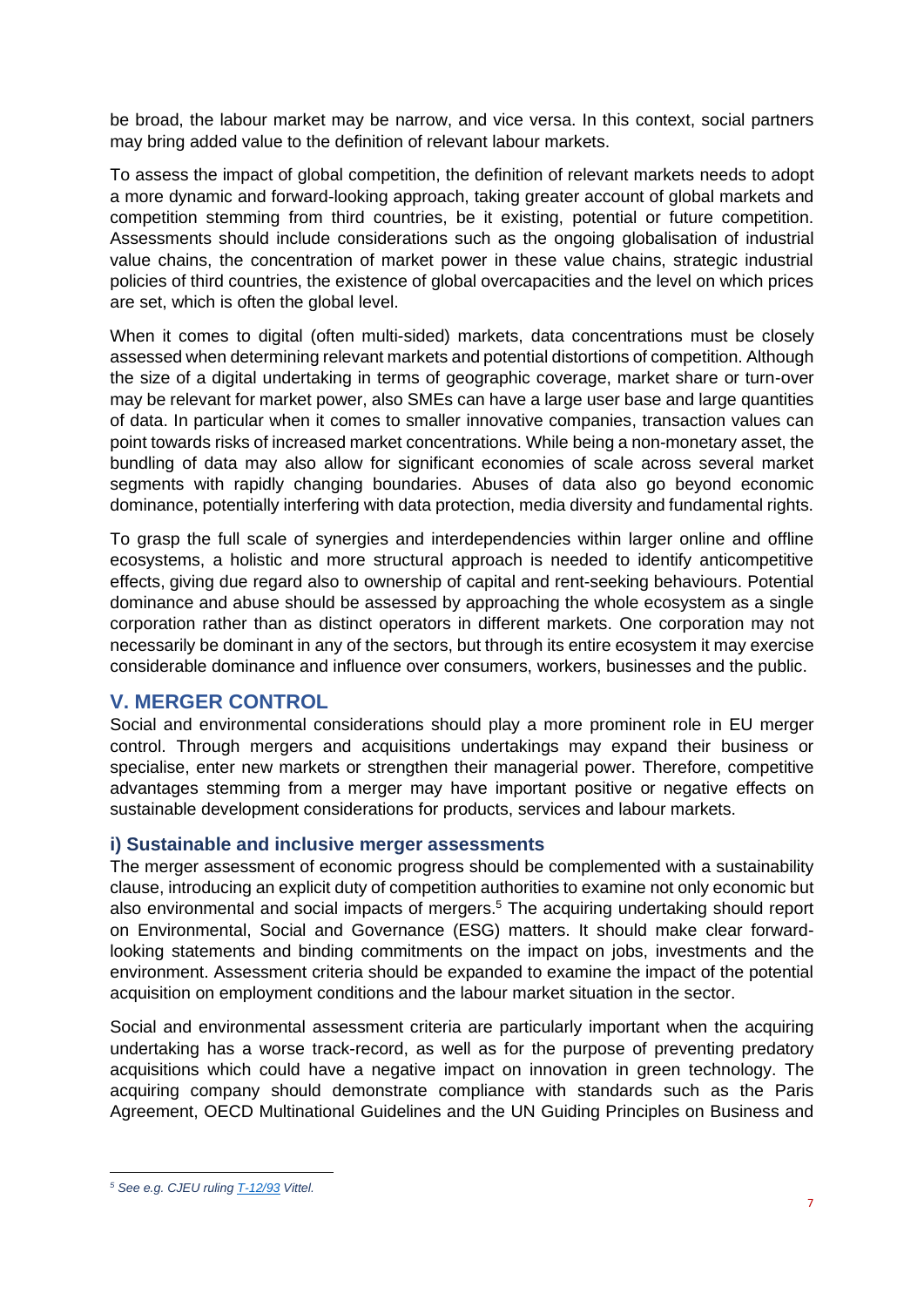be broad, the labour market may be narrow, and vice versa. In this context, social partners may bring added value to the definition of relevant labour markets.

To assess the impact of global competition, the definition of relevant markets needs to adopt a more dynamic and forward-looking approach, taking greater account of global markets and competition stemming from third countries, be it existing, potential or future competition. Assessments should include considerations such as the ongoing globalisation of industrial value chains, the concentration of market power in these value chains, strategic industrial policies of third countries, the existence of global overcapacities and the level on which prices are set, which is often the global level.

When it comes to digital (often multi-sided) markets, data concentrations must be closely assessed when determining relevant markets and potential distortions of competition. Although the size of a digital undertaking in terms of geographic coverage, market share or turn-over may be relevant for market power, also SMEs can have a large user base and large quantities of data. In particular when it comes to smaller innovative companies, transaction values can point towards risks of increased market concentrations. While being a non-monetary asset, the bundling of data may also allow for significant economies of scale across several market segments with rapidly changing boundaries. Abuses of data also go beyond economic dominance, potentially interfering with data protection, media diversity and fundamental rights.

To grasp the full scale of synergies and interdependencies within larger online and offline ecosystems, a holistic and more structural approach is needed to identify anticompetitive effects, giving due regard also to ownership of capital and rent-seeking behaviours. Potential dominance and abuse should be assessed by approaching the whole ecosystem as a single corporation rather than as distinct operators in different markets. One corporation may not necessarily be dominant in any of the sectors, but through its entire ecosystem it may exercise considerable dominance and influence over consumers, workers, businesses and the public.

## V. MERGER CONTROL

Social and environmental considerations should play a more prominent role in EU merger control. Through mergers and acquisitions undertakings may expand their business or specialise, enter new markets or strengthen their managerial power. Therefore, competitive advantages stemming from a merger may have important positive or negative effects on sustainable development considerations for products, services and labour markets.

### i) Sustainable and inclusive merger assessments

The merger assessment of economic progress should be complemented with a sustainability clause, introducing an explicit duty of competition authorities to examine not only economic but also environmental and social impacts of mergers.[5] The acquiring undertaking should report on Environmental, Social and Governance (ESG) matters. It should make clear forward-looking statements and binding commitments on the impact on jobs, investments and the environment. Assessment criteria should be expanded to examine the impact of the potential acquisition on employment conditions and the labour market situation in the sector.

Social and environmental assessment criteria are particularly important when the acquiring undertaking has a worse track-record, as well as for the purpose of preventing predatory acquisitions which could have a negative impact on innovation in green technology. The acquiring company should demonstrate compliance with standards such as the Paris Agreement, OECD Multinational Guidelines and the UN Guiding Principles on Business and

---

[5] *See e.g. CJEU ruling T-12/93 Vittel.*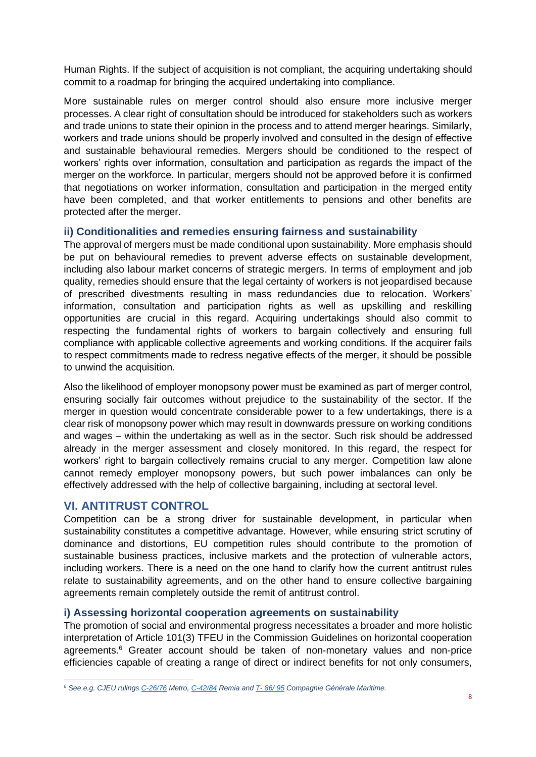Human Rights. If the subject of acquisition is not compliant, the acquiring undertaking should commit to a roadmap for bringing the acquired undertaking into compliance.

More sustainable rules on merger control should also ensure more inclusive merger processes. A clear right of consultation should be introduced for stakeholders such as workers and trade unions to state their opinion in the process and to attend merger hearings. Similarly, workers and trade unions should be properly involved and consulted in the design of effective and sustainable behavioural remedies. Mergers should be conditioned to the respect of workers' rights over information, consultation and participation as regards the impact of the merger on the workforce. In particular, mergers should not be approved before it is confirmed that negotiations on worker information, consultation and participation in the merged entity have been completed, and that worker entitlements to pensions and other benefits are protected after the merger.

### ii) Conditionalities and remedies ensuring fairness and sustainability

The approval of mergers must be made conditional upon sustainability. More emphasis should be put on behavioural remedies to prevent adverse effects on sustainable development, including also labour market concerns of strategic mergers. In terms of employment and job quality, remedies should ensure that the legal certainty of workers is not jeopardised because of prescribed divestments resulting in mass redundancies due to relocation. Workers' information, consultation and participation rights as well as upskilling and reskilling opportunities are crucial in this regard. Acquiring undertakings should also commit to respecting the fundamental rights of workers to bargain collectively and ensuring full compliance with applicable collective agreements and working conditions. If the acquirer fails to respect commitments made to redress negative effects of the merger, it should be possible to unwind the acquisition.

Also the likelihood of employer monopsony power must be examined as part of merger control, ensuring socially fair outcomes without prejudice to the sustainability of the sector. If the merger in question would concentrate considerable power to a few undertakings, there is a clear risk of monopsony power which may result in downwards pressure on working conditions and wages – within the undertaking as well as in the sector. Such risk should be addressed already in the merger assessment and closely monitored. In this regard, the respect for workers' right to bargain collectively remains crucial to any merger. Competition law alone cannot remedy employer monopsony powers, but such power imbalances can only be effectively addressed with the help of collective bargaining, including at sectoral level.

## VI. ANTITRUST CONTROL

Competition can be a strong driver for sustainable development, in particular when sustainability constitutes a competitive advantage. However, while ensuring strict scrutiny of dominance and distortions, EU competition rules should contribute to the promotion of sustainable business practices, inclusive markets and the protection of vulnerable actors, including workers. There is a need on the one hand to clarify how the current antitrust rules relate to sustainability agreements, and on the other hand to ensure collective bargaining agreements remain completely outside the remit of antitrust control.

### i) Assessing horizontal cooperation agreements on sustainability

The promotion of social and environmental progress necessitates a broader and more holistic interpretation of Article 101(3) TFEU in the Commission Guidelines on horizontal cooperation agreements.[6] Greater account should be taken of non-monetary values and non-price efficiencies capable of creating a range of direct or indirect benefits for not only consumers,

---

[6] *See e.g. CJEU rulings C-26/76 Metro, C-42/84 Remia and T- 86/ 95 Compagnie Générale Maritime.*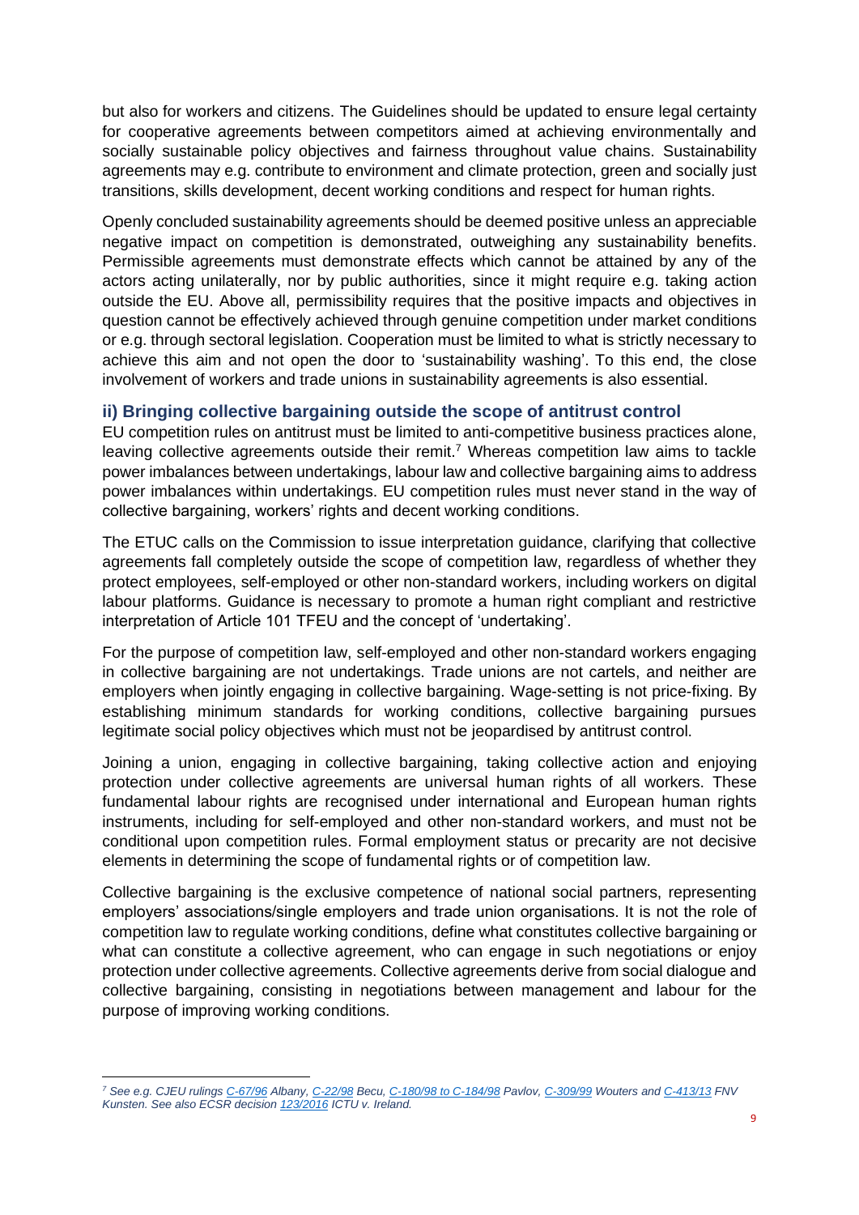but also for workers and citizens. The Guidelines should be updated to ensure legal certainty for cooperative agreements between competitors aimed at achieving environmentally and socially sustainable policy objectives and fairness throughout value chains. Sustainability agreements may e.g. contribute to environment and climate protection, green and socially just transitions, skills development, decent working conditions and respect for human rights.

Openly concluded sustainability agreements should be deemed positive unless an appreciable negative impact on competition is demonstrated, outweighing any sustainability benefits. Permissible agreements must demonstrate effects which cannot be attained by any of the actors acting unilaterally, nor by public authorities, since it might require e.g. taking action outside the EU. Above all, permissibility requires that the positive impacts and objectives in question cannot be effectively achieved through genuine competition under market conditions or e.g. through sectoral legislation. Cooperation must be limited to what is strictly necessary to achieve this aim and not open the door to 'sustainability washing'. To this end, the close involvement of workers and trade unions in sustainability agreements is also essential.

### ii) Bringing collective bargaining outside the scope of antitrust control

EU competition rules on antitrust must be limited to anti-competitive business practices alone, leaving collective agreements outside their remit.[7] Whereas competition law aims to tackle power imbalances between undertakings, labour law and collective bargaining aims to address power imbalances within undertakings. EU competition rules must never stand in the way of collective bargaining, workers' rights and decent working conditions.

The ETUC calls on the Commission to issue interpretation guidance, clarifying that collective agreements fall completely outside the scope of competition law, regardless of whether they protect employees, self-employed or other non-standard workers, including workers on digital labour platforms. Guidance is necessary to promote a human right compliant and restrictive interpretation of Article 101 TFEU and the concept of 'undertaking'.

For the purpose of competition law, self-employed and other non-standard workers engaging in collective bargaining are not undertakings. Trade unions are not cartels, and neither are employers when jointly engaging in collective bargaining. Wage-setting is not price-fixing. By establishing minimum standards for working conditions, collective bargaining pursues legitimate social policy objectives which must not be jeopardised by antitrust control.

Joining a union, engaging in collective bargaining, taking collective action and enjoying protection under collective agreements are universal human rights of all workers. These fundamental labour rights are recognised under international and European human rights instruments, including for self-employed and other non-standard workers, and must not be conditional upon competition rules. Formal employment status or precarity are not decisive elements in determining the scope of fundamental rights or of competition law.

Collective bargaining is the exclusive competence of national social partners, representing employers' associations/single employers and trade union organisations. It is not the role of competition law to regulate working conditions, define what constitutes collective bargaining or what can constitute a collective agreement, who can engage in such negotiations or enjoy protection under collective agreements. Collective agreements derive from social dialogue and collective bargaining, consisting in negotiations between management and labour for the purpose of improving working conditions.

---

[7] *See e.g. CJEU rulings C-67/96 Albany, C-22/98 Becu, C-180/98 to C-184/98 Pavlov, C-309/99 Wouters and C-413/13 FNV Kunsten. See also ECSR decision 123/2016 ICTU v. Ireland.*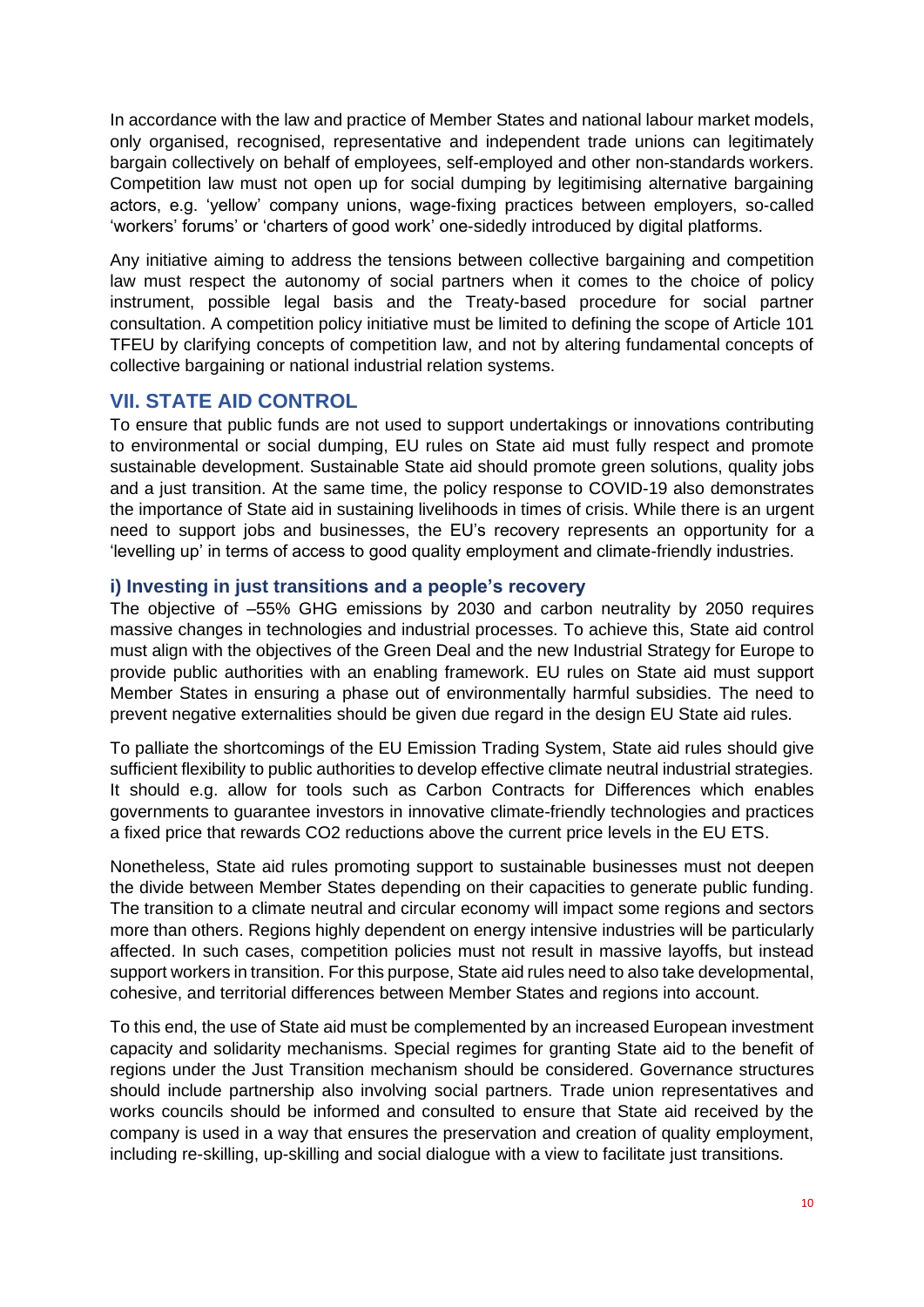In accordance with the law and practice of Member States and national labour market models, only organised, recognised, representative and independent trade unions can legitimately bargain collectively on behalf of employees, self-employed and other non-standards workers. Competition law must not open up for social dumping by legitimising alternative bargaining actors, e.g. 'yellow' company unions, wage-fixing practices between employers, so-called 'workers' forums' or 'charters of good work' one-sidedly introduced by digital platforms.

Any initiative aiming to address the tensions between collective bargaining and competition law must respect the autonomy of social partners when it comes to the choice of policy instrument, possible legal basis and the Treaty-based procedure for social partner consultation. A competition policy initiative must be limited to defining the scope of Article 101 TFEU by clarifying concepts of competition law, and not by altering fundamental concepts of collective bargaining or national industrial relation systems.

## VII. STATE AID CONTROL

To ensure that public funds are not used to support undertakings or innovations contributing to environmental or social dumping, EU rules on State aid must fully respect and promote sustainable development. Sustainable State aid should promote green solutions, quality jobs and a just transition. At the same time, the policy response to COVID-19 also demonstrates the importance of State aid in sustaining livelihoods in times of crisis. While there is an urgent need to support jobs and businesses, the EU's recovery represents an opportunity for a 'levelling up' in terms of access to good quality employment and climate-friendly industries.

### i) Investing in just transitions and a people's recovery

The objective of –55% GHG emissions by 2030 and carbon neutrality by 2050 requires massive changes in technologies and industrial processes. To achieve this, State aid control must align with the objectives of the Green Deal and the new Industrial Strategy for Europe to provide public authorities with an enabling framework. EU rules on State aid must support Member States in ensuring a phase out of environmentally harmful subsidies. The need to prevent negative externalities should be given due regard in the design EU State aid rules.

To palliate the shortcomings of the EU Emission Trading System, State aid rules should give sufficient flexibility to public authorities to develop effective climate neutral industrial strategies. It should e.g. allow for tools such as Carbon Contracts for Differences which enables governments to guarantee investors in innovative climate-friendly technologies and practices a fixed price that rewards $CO_2$ reductions above the current price levels in the EU ETS.

Nonetheless, State aid rules promoting support to sustainable businesses must not deepen the divide between Member States depending on their capacities to generate public funding. The transition to a climate neutral and circular economy will impact some regions and sectors more than others. Regions highly dependent on energy intensive industries will be particularly affected. In such cases, competition policies must not result in massive layoffs, but instead support workers in transition. For this purpose, State aid rules need to also take developmental, cohesive, and territorial differences between Member States and regions into account.

To this end, the use of State aid must be complemented by an increased European investment capacity and solidarity mechanisms. Special regimes for granting State aid to the benefit of regions under the Just Transition mechanism should be considered. Governance structures should include partnership also involving social partners. Trade union representatives and works councils should be informed and consulted to ensure that State aid received by the company is used in a way that ensures the preservation and creation of quality employment, including re-skilling, up-skilling and social dialogue with a view to facilitate just transitions.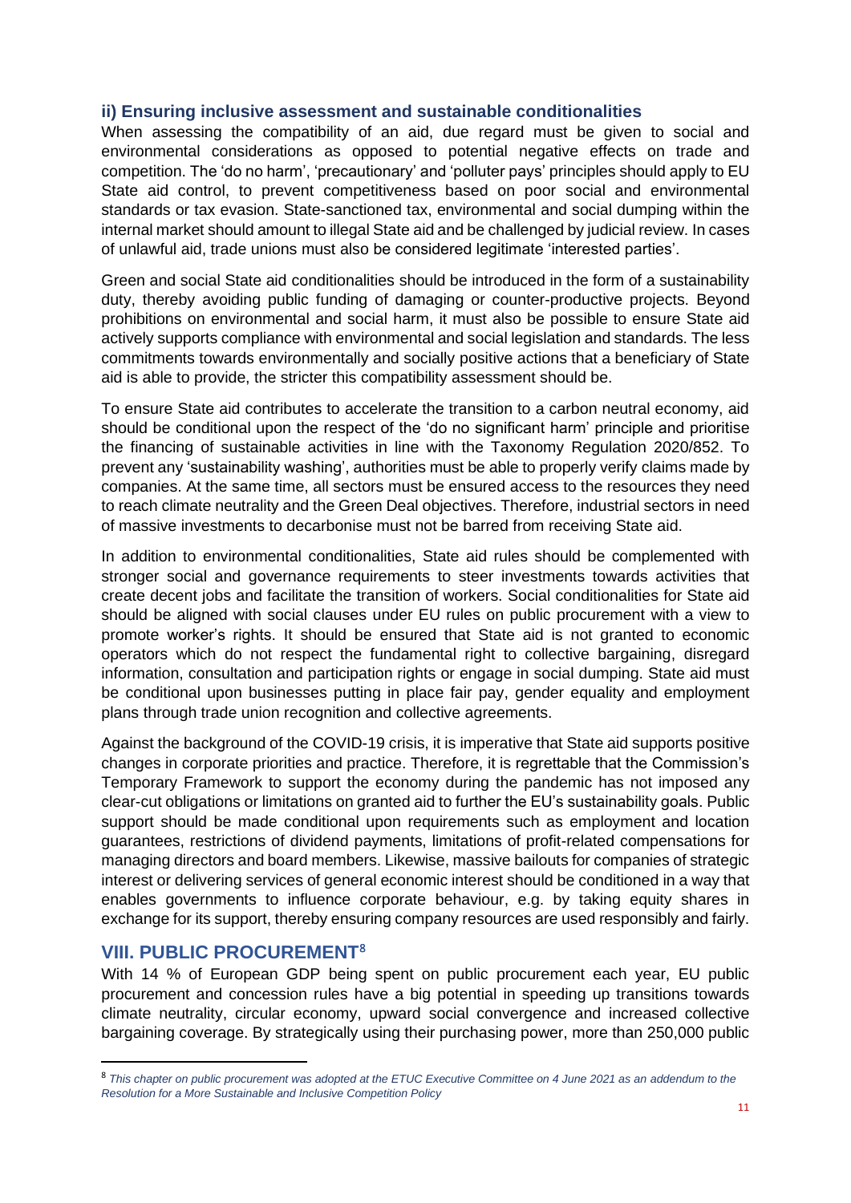### ii) Ensuring inclusive assessment and sustainable conditionalities

When assessing the compatibility of an aid, due regard must be given to social and environmental considerations as opposed to potential negative effects on trade and competition. The 'do no harm', 'precautionary' and 'polluter pays' principles should apply to EU State aid control, to prevent competitiveness based on poor social and environmental standards or tax evasion. State-sanctioned tax, environmental and social dumping within the internal market should amount to illegal State aid and be challenged by judicial review. In cases of unlawful aid, trade unions must also be considered legitimate 'interested parties'.

Green and social State aid conditionalities should be introduced in the form of a sustainability duty, thereby avoiding public funding of damaging or counter-productive projects. Beyond prohibitions on environmental and social harm, it must also be possible to ensure State aid actively supports compliance with environmental and social legislation and standards. The less commitments towards environmentally and socially positive actions that a beneficiary of State aid is able to provide, the stricter this compatibility assessment should be.

To ensure State aid contributes to accelerate the transition to a carbon neutral economy, aid should be conditional upon the respect of the 'do no significant harm' principle and prioritise the financing of sustainable activities in line with the Taxonomy Regulation 2020/852. To prevent any 'sustainability washing', authorities must be able to properly verify claims made by companies. At the same time, all sectors must be ensured access to the resources they need to reach climate neutrality and the Green Deal objectives. Therefore, industrial sectors in need of massive investments to decarbonise must not be barred from receiving State aid.

In addition to environmental conditionalities, State aid rules should be complemented with stronger social and governance requirements to steer investments towards activities that create decent jobs and facilitate the transition of workers. Social conditionalities for State aid should be aligned with social clauses under EU rules on public procurement with a view to promote worker's rights. It should be ensured that State aid is not granted to economic operators which do not respect the fundamental right to collective bargaining, disregard information, consultation and participation rights or engage in social dumping. State aid must be conditional upon businesses putting in place fair pay, gender equality and employment plans through trade union recognition and collective agreements.

Against the background of the COVID-19 crisis, it is imperative that State aid supports positive changes in corporate priorities and practice. Therefore, it is regrettable that the Commission's Temporary Framework to support the economy during the pandemic has not imposed any clear-cut obligations or limitations on granted aid to further the EU's sustainability goals. Public support should be made conditional upon requirements such as employment and location guarantees, restrictions of dividend payments, limitations of profit-related compensations for managing directors and board members. Likewise, massive bailouts for companies of strategic interest or delivering services of general economic interest should be conditioned in a way that enables governments to influence corporate behaviour, e.g. by taking equity shares in exchange for its support, thereby ensuring company resources are used responsibly and fairly.

## VIII. PUBLIC PROCUREMENT[8]

With 14 % of European GDP being spent on public procurement each year, EU public procurement and concession rules have a big potential in speeding up transitions towards climate neutrality, circular economy, upward social convergence and increased collective bargaining coverage. By strategically using their purchasing power, more than 250,000 public

[8] *This chapter on public procurement was adopted at the ETUC Executive Committee on 4 June 2021 as an addendum to the Resolution for a More Sustainable and Inclusive Competition Policy*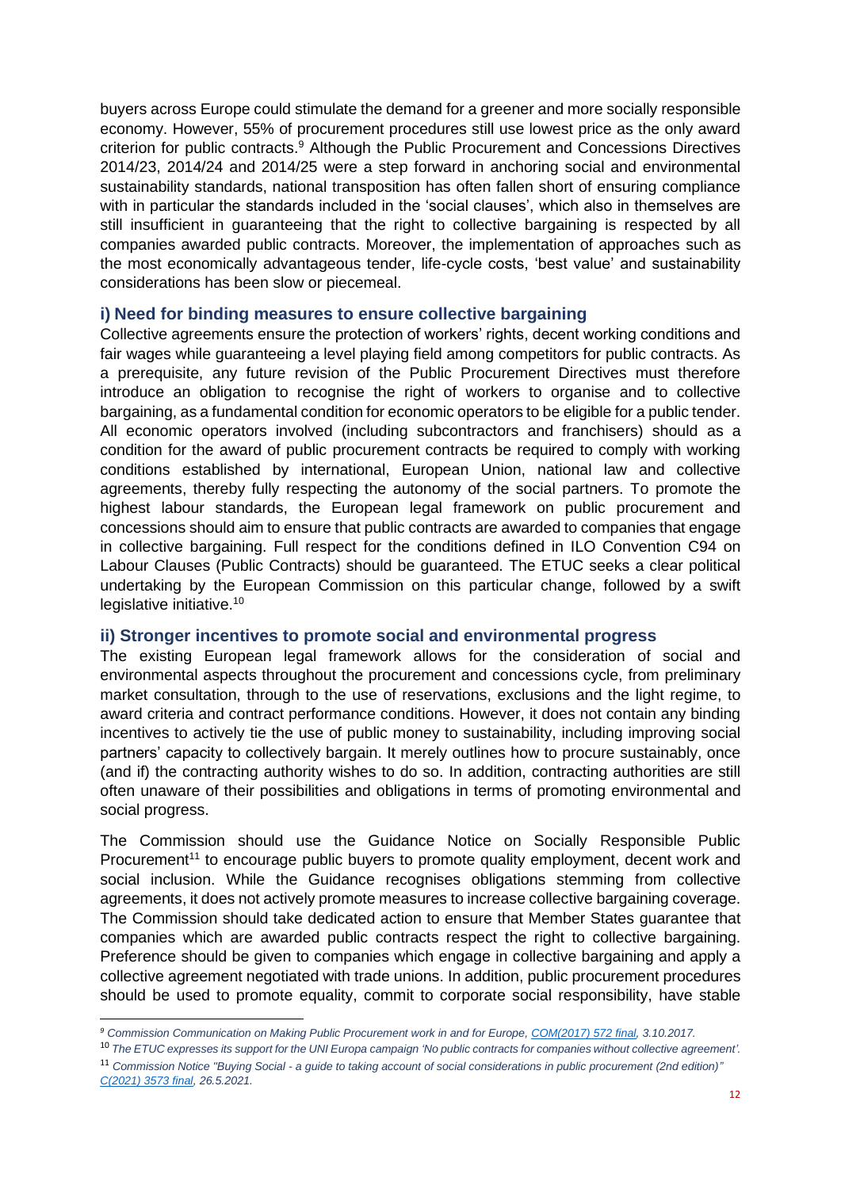buyers across Europe could stimulate the demand for a greener and more socially responsible economy. However, 55% of procurement procedures still use lowest price as the only award criterion for public contracts.[9] Although the Public Procurement and Concessions Directives 2014/23, 2014/24 and 2014/25 were a step forward in anchoring social and environmental sustainability standards, national transposition has often fallen short of ensuring compliance with in particular the standards included in the 'social clauses', which also in themselves are still insufficient in guaranteeing that the right to collective bargaining is respected by all companies awarded public contracts. Moreover, the implementation of approaches such as the most economically advantageous tender, life-cycle costs, 'best value' and sustainability considerations has been slow or piecemeal.

### i) Need for binding measures to ensure collective bargaining

Collective agreements ensure the protection of workers' rights, decent working conditions and fair wages while guaranteeing a level playing field among competitors for public contracts. As a prerequisite, any future revision of the Public Procurement Directives must therefore introduce an obligation to recognise the right of workers to organise and to collective bargaining, as a fundamental condition for economic operators to be eligible for a public tender. All economic operators involved (including subcontractors and franchisers) should as a condition for the award of public procurement contracts be required to comply with working conditions established by international, European Union, national law and collective agreements, thereby fully respecting the autonomy of the social partners. To promote the highest labour standards, the European legal framework on public procurement and concessions should aim to ensure that public contracts are awarded to companies that engage in collective bargaining. Full respect for the conditions defined in ILO Convention C94 on Labour Clauses (Public Contracts) should be guaranteed. The ETUC seeks a clear political undertaking by the European Commission on this particular change, followed by a swift legislative initiative.[10]

### ii) Stronger incentives to promote social and environmental progress

The existing European legal framework allows for the consideration of social and environmental aspects throughout the procurement and concessions cycle, from preliminary market consultation, through to the use of reservations, exclusions and the light regime, to award criteria and contract performance conditions. However, it does not contain any binding incentives to actively tie the use of public money to sustainability, including improving social partners' capacity to collectively bargain. It merely outlines how to procure sustainably, once (and if) the contracting authority wishes to do so. In addition, contracting authorities are still often unaware of their possibilities and obligations in terms of promoting environmental and social progress.

The Commission should use the Guidance Notice on Socially Responsible Public Procurement[11] to encourage public buyers to promote quality employment, decent work and social inclusion. While the Guidance recognises obligations stemming from collective agreements, it does not actively promote measures to increase collective bargaining coverage. The Commission should take dedicated action to ensure that Member States guarantee that companies which are awarded public contracts respect the right to collective bargaining. Preference should be given to companies which engage in collective bargaining and apply a collective agreement negotiated with trade unions. In addition, public procurement procedures should be used to promote equality, commit to corporate social responsibility, have stable

---

[9] *Commission Communication on Making Public Procurement work in and for Europe, COM(2017) 572 final, 3.10.2017.*

[10] *The ETUC expresses its support for the UNI Europa campaign 'No public contracts for companies without collective agreement'.*

[11] *Commission Notice "Buying Social - a guide to taking account of social considerations in public procurement (2nd edition)" C(2021) 3573 final, 26.5.2021.*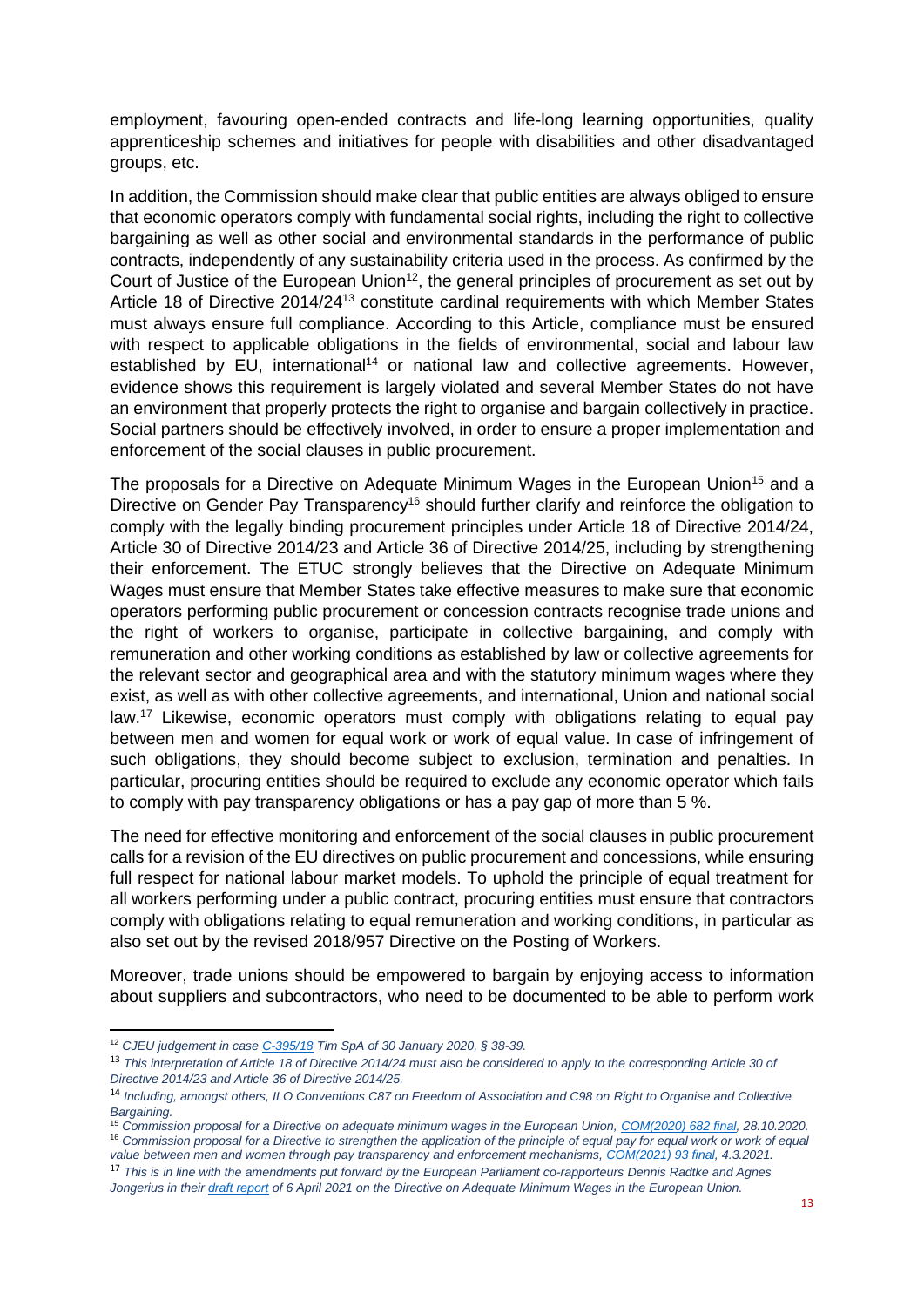employment, favouring open-ended contracts and life-long learning opportunities, quality apprenticeship schemes and initiatives for people with disabilities and other disadvantaged groups, etc.

In addition, the Commission should make clear that public entities are always obliged to ensure that economic operators comply with fundamental social rights, including the right to collective bargaining as well as other social and environmental standards in the performance of public contracts, independently of any sustainability criteria used in the process. As confirmed by the Court of Justice of the European Union[12], the general principles of procurement as set out by Article 18 of Directive 2014/24[13] constitute cardinal requirements with which Member States must always ensure full compliance. According to this Article, compliance must be ensured with respect to applicable obligations in the fields of environmental, social and labour law established by EU, international[14] or national law and collective agreements. However, evidence shows this requirement is largely violated and several Member States do not have an environment that properly protects the right to organise and bargain collectively in practice. Social partners should be effectively involved, in order to ensure a proper implementation and enforcement of the social clauses in public procurement.

The proposals for a Directive on Adequate Minimum Wages in the European Union[15] and a Directive on Gender Pay Transparency[16] should further clarify and reinforce the obligation to comply with the legally binding procurement principles under Article 18 of Directive 2014/24, Article 30 of Directive 2014/23 and Article 36 of Directive 2014/25, including by strengthening their enforcement. The ETUC strongly believes that the Directive on Adequate Minimum Wages must ensure that Member States take effective measures to make sure that economic operators performing public procurement or concession contracts recognise trade unions and the right of workers to organise, participate in collective bargaining, and comply with remuneration and other working conditions as established by law or collective agreements for the relevant sector and geographical area and with the statutory minimum wages where they exist, as well as with other collective agreements, and international, Union and national social law.[17] Likewise, economic operators must comply with obligations relating to equal pay between men and women for equal work or work of equal value. In case of infringement of such obligations, they should become subject to exclusion, termination and penalties. In particular, procuring entities should be required to exclude any economic operator which fails to comply with pay transparency obligations or has a pay gap of more than 5 %.

The need for effective monitoring and enforcement of the social clauses in public procurement calls for a revision of the EU directives on public procurement and concessions, while ensuring full respect for national labour market models. To uphold the principle of equal treatment for all workers performing under a public contract, procuring entities must ensure that contractors comply with obligations relating to equal remuneration and working conditions, in particular as also set out by the revised 2018/957 Directive on the Posting of Workers.

Moreover, trade unions should be empowered to bargain by enjoying access to information about suppliers and subcontractors, who need to be documented to be able to perform work

---

[12] *CJEU judgement in case C-395/18 Tim SpA of 30 January 2020, § 38-39.*

[13] *This interpretation of Article 18 of Directive 2014/24 must also be considered to apply to the corresponding Article 30 of Directive 2014/23 and Article 36 of Directive 2014/25.*

[14] *Including, amongst others, ILO Conventions C87 on Freedom of Association and C98 on Right to Organise and Collective Bargaining.*

[15] *Commission proposal for a Directive on adequate minimum wages in the European Union, COM(2020) 682 final, 28.10.2020.*

[16] *Commission proposal for a Directive to strengthen the application of the principle of equal pay for equal work or work of equal value between men and women through pay transparency and enforcement mechanisms, COM(2021) 93 final, 4.3.2021.*

[17] *This is in line with the amendments put forward by the European Parliament co-rapporteurs Dennis Radtke and Agnes Jongerius in their draft report of 6 April 2021 on the Directive on Adequate Minimum Wages in the European Union.*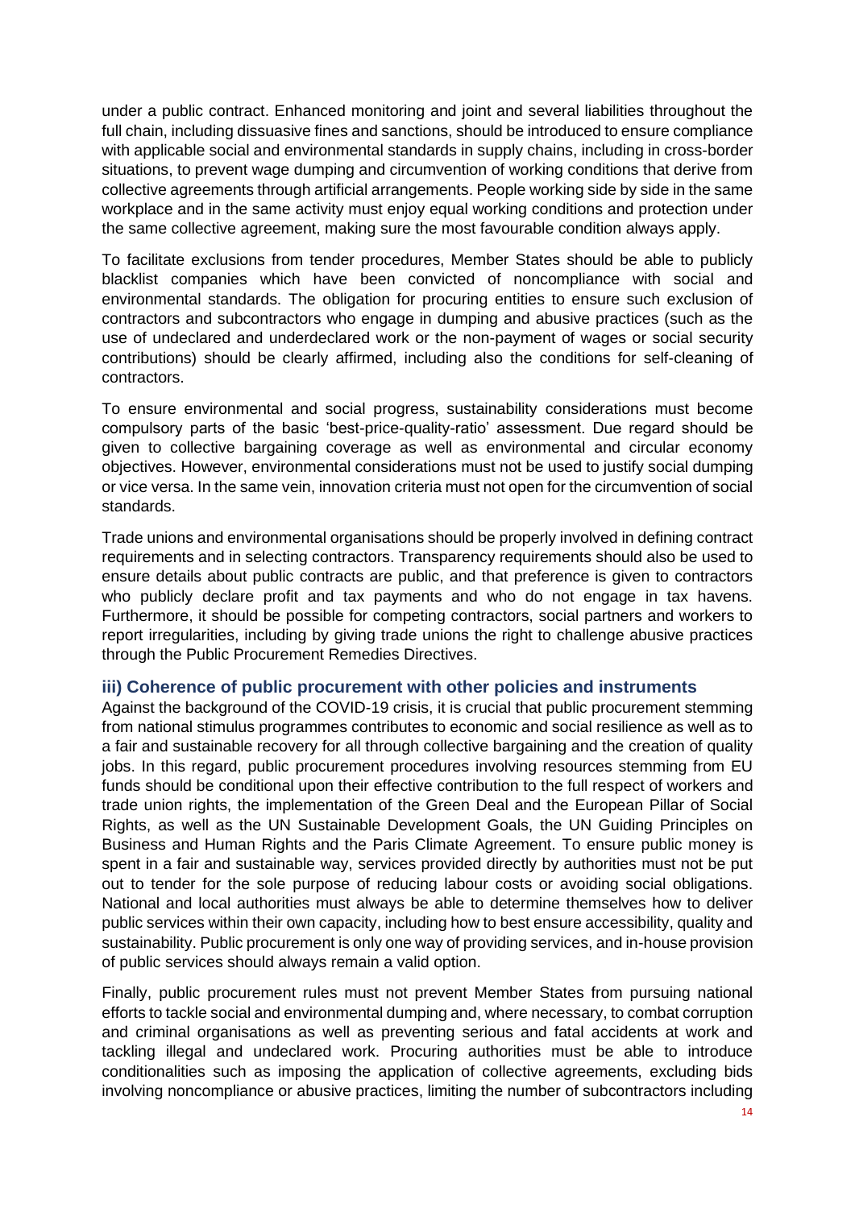under a public contract. Enhanced monitoring and joint and several liabilities throughout the full chain, including dissuasive fines and sanctions, should be introduced to ensure compliance with applicable social and environmental standards in supply chains, including in cross-border situations, to prevent wage dumping and circumvention of working conditions that derive from collective agreements through artificial arrangements. People working side by side in the same workplace and in the same activity must enjoy equal working conditions and protection under the same collective agreement, making sure the most favourable condition always apply.

To facilitate exclusions from tender procedures, Member States should be able to publicly blacklist companies which have been convicted of noncompliance with social and environmental standards. The obligation for procuring entities to ensure such exclusion of contractors and subcontractors who engage in dumping and abusive practices (such as the use of undeclared and underdeclared work or the non-payment of wages or social security contributions) should be clearly affirmed, including also the conditions for self-cleaning of contractors.

To ensure environmental and social progress, sustainability considerations must become compulsory parts of the basic 'best-price-quality-ratio' assessment. Due regard should be given to collective bargaining coverage as well as environmental and circular economy objectives. However, environmental considerations must not be used to justify social dumping or vice versa. In the same vein, innovation criteria must not open for the circumvention of social standards.

Trade unions and environmental organisations should be properly involved in defining contract requirements and in selecting contractors. Transparency requirements should also be used to ensure details about public contracts are public, and that preference is given to contractors who publicly declare profit and tax payments and who do not engage in tax havens. Furthermore, it should be possible for competing contractors, social partners and workers to report irregularities, including by giving trade unions the right to challenge abusive practices through the Public Procurement Remedies Directives.

### iii) Coherence of public procurement with other policies and instruments

Against the background of the COVID-19 crisis, it is crucial that public procurement stemming from national stimulus programmes contributes to economic and social resilience as well as to a fair and sustainable recovery for all through collective bargaining and the creation of quality jobs. In this regard, public procurement procedures involving resources stemming from EU funds should be conditional upon their effective contribution to the full respect of workers and trade union rights, the implementation of the Green Deal and the European Pillar of Social Rights, as well as the UN Sustainable Development Goals, the UN Guiding Principles on Business and Human Rights and the Paris Climate Agreement. To ensure public money is spent in a fair and sustainable way, services provided directly by authorities must not be put out to tender for the sole purpose of reducing labour costs or avoiding social obligations. National and local authorities must always be able to determine themselves how to deliver public services within their own capacity, including how to best ensure accessibility, quality and sustainability. Public procurement is only one way of providing services, and in-house provision of public services should always remain a valid option.

Finally, public procurement rules must not prevent Member States from pursuing national efforts to tackle social and environmental dumping and, where necessary, to combat corruption and criminal organisations as well as preventing serious and fatal accidents at work and tackling illegal and undeclared work. Procuring authorities must be able to introduce conditionalities such as imposing the application of collective agreements, excluding bids involving noncompliance or abusive practices, limiting the number of subcontractors including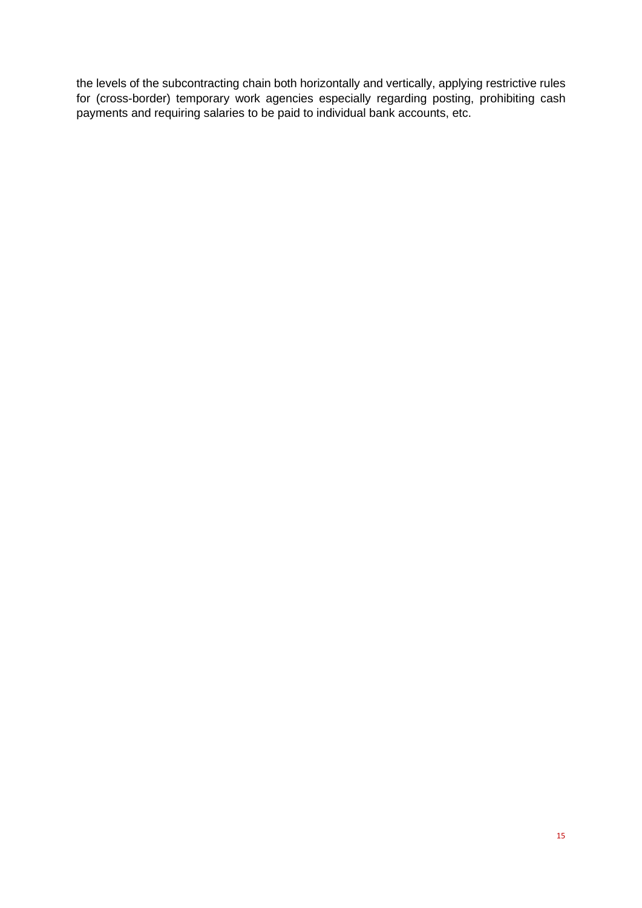the levels of the subcontracting chain both horizontally and vertically, applying restrictive rules for (cross-border) temporary work agencies especially regarding posting, prohibiting cash payments and requiring salaries to be paid to individual bank accounts, etc.